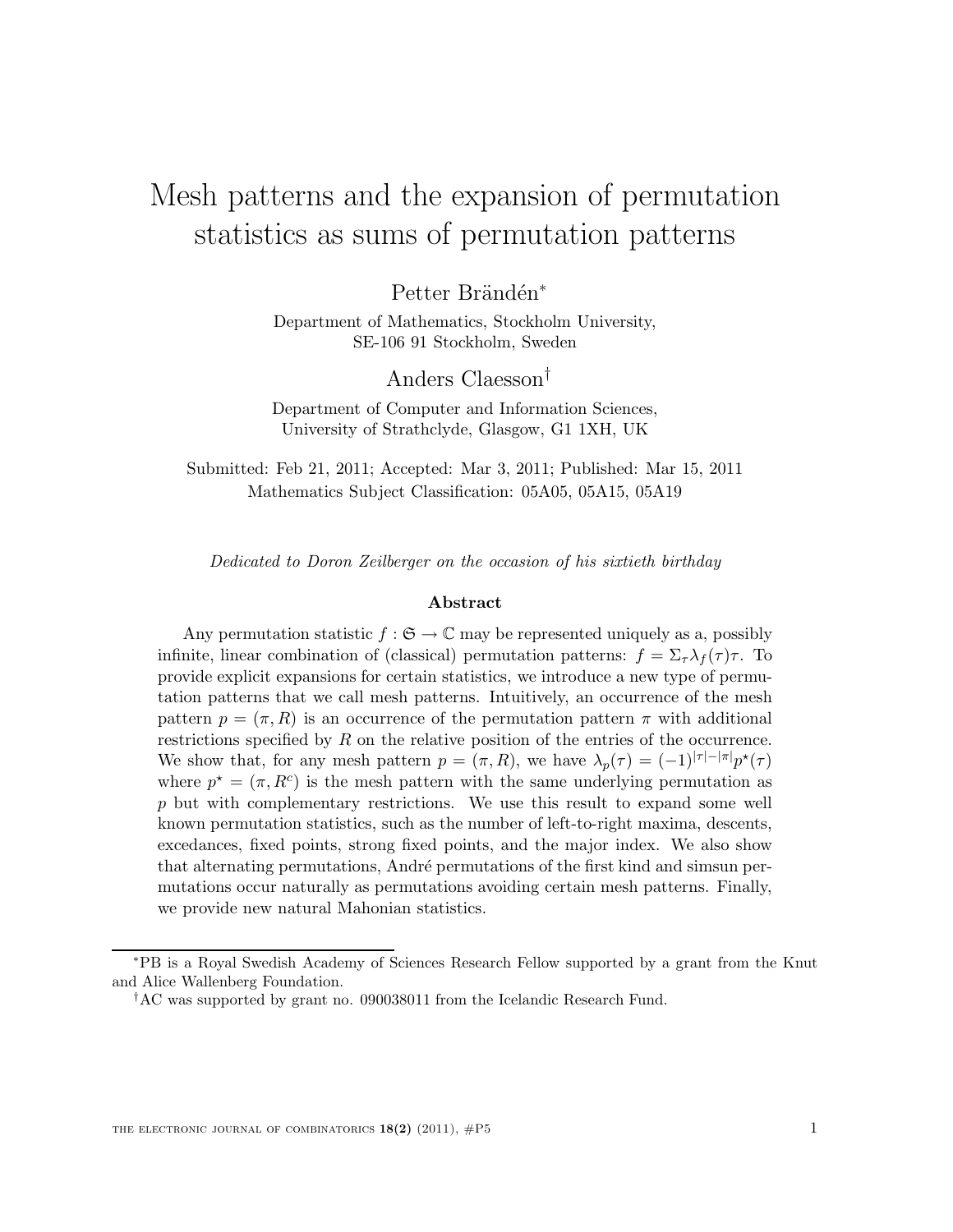# Mesh patterns and the expansion of permutation statistics as sums of permutation patterns

Petter Brändén[*]

Department of Mathematics, Stockholm University,
SE-106 91 Stockholm, Sweden

Anders Claesson[†]

Department of Computer and Information Sciences,
University of Strathclyde, Glasgow, G1 1XH, UK

Submitted: Feb 21, 2011; Accepted: Mar 3, 2011; Published: Mar 15, 2011
Mathematics Subject Classification: 05A05, 05A15, 05A19

*Dedicated to Doron Zeilberger on the occasion of his sixtieth birthday*

### Abstract

Any permutation statistic $f : \mathfrak{S} \to \mathbb{C}$ may be represented uniquely as a, possibly infinite, linear combination of (classical) permutation patterns: $f = \Sigma_\tau \lambda_f(\tau)\tau$. To provide explicit expansions for certain statistics, we introduce a new type of permutation patterns that we call mesh patterns. Intuitively, an occurrence of the mesh pattern $p = (\pi, R)$ is an occurrence of the permutation pattern $\pi$ with additional restrictions specified by $R$ on the relative position of the entries of the occurrence. We show that, for any mesh pattern $p = (\pi, R)$, we have $\lambda_p(\tau) = (-1)^{|\tau|-|\pi|}p^\star(\tau)$ where $p^\star = (\pi, R^c)$ is the mesh pattern with the same underlying permutation as $p$ but with complementary restrictions. We use this result to expand some well known permutation statistics, such as the number of left-to-right maxima, descents, excedances, fixed points, strong fixed points, and the major index. We also show that alternating permutations, André permutations of the first kind and simsun permutations occur naturally as permutations avoiding certain mesh patterns. Finally, we provide new natural Mahonian statistics.

---

[*] PB is a Royal Swedish Academy of Sciences Research Fellow supported by a grant from the Knut and Alice Wallenberg Foundation.

[†] AC was supported by grant no. 090038011 from the Icelandic Research Fund.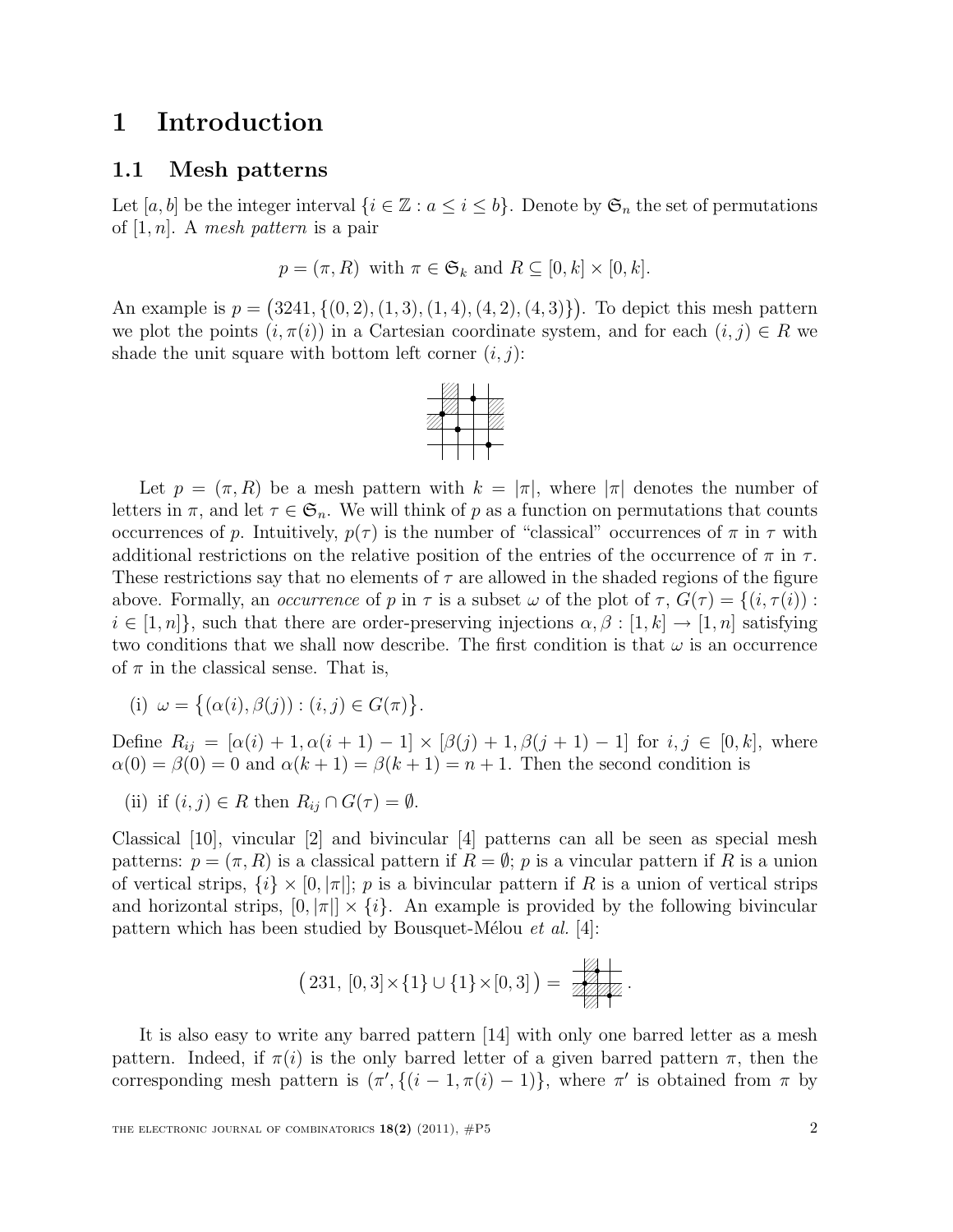# 1 Introduction

## 1.1 Mesh patterns

Let $[a, b]$ be the integer interval $\{i \in \mathbb{Z} : a \le i \le b\}$. Denote by $\mathfrak{S}_n$ the set of permutations of $[1, n]$. A *mesh pattern* is a pair

$$p = (\pi, R) \text{ with } \pi \in \mathfrak{S}_k \text{ and } R \subseteq [0, k] \times [0, k].$$

An example is $p = \big(3241, \{(0, 2), (1, 3), (1, 4), (4, 2), (4, 3)\}\big)$. To depict this mesh pattern we plot the points $(i, \pi(i))$ in a Cartesian coordinate system, and for each $(i, j) \in R$ we shade the unit square with bottom left corner $(i, j)$:

Let $p = (\pi, R)$ be a mesh pattern with $k = |\pi|$, where $|\pi|$ denotes the number of letters in $\pi$, and let $\tau \in \mathfrak{S}_n$. We will think of $p$ as a function on permutations that counts occurrences of $p$. Intuitively, $p(\tau)$ is the number of "classical" occurrences of $\pi$ in $\tau$ with additional restrictions on the relative position of the entries of the occurrence of $\pi$ in $\tau$. These restrictions say that no elements of $\tau$ are allowed in the shaded regions of the figure above. Formally, an *occurrence* of $p$ in $\tau$ is a subset $\omega$ of the plot of $\tau$, $G(\tau) = \{(i, \tau(i)) : i \in [1, n]\}$, such that there are order-preserving injections $\alpha, \beta : [1, k] \to [1, n]$ satisfying two conditions that we shall now describe. The first condition is that $\omega$ is an occurrence of $\pi$ in the classical sense. That is,

(i) $\omega = \big\{(\alpha(i), \beta(j)) : (i, j) \in G(\pi)\big\}$.

Define $R_{ij} = [\alpha(i) + 1, \alpha(i + 1) - 1] \times [\beta(j) + 1, \beta(j + 1) - 1]$ for $i, j \in [0, k]$, where $\alpha(0) = \beta(0) = 0$ and $\alpha(k + 1) = \beta(k + 1) = n + 1$. Then the second condition is

(ii) if $(i, j) \in R$ then $R_{ij} \cap G(\tau) = \emptyset$.

Classical [10], vincular [2] and bivincular [4] patterns can all be seen as special mesh patterns: $p = (\pi, R)$ is a classical pattern if $R = \emptyset$; $p$ is a vincular pattern if $R$ is a union of vertical strips, $\{i\} \times [0, |\pi|]$; $p$ is a bivincular pattern if $R$ is a union of vertical strips and horizontal strips, $[0, |\pi|] \times \{i\}$. An example is provided by the following bivincular pattern which has been studied by Bousquet-Mélou *et al.* [4]:

$$\big(\,231,\ [0, 3] \times \{1\} \cup \{1\} \times [0, 3]\,\big) = \ .$$

It is also easy to write any barred pattern [14] with only one barred letter as a mesh pattern. Indeed, if $\pi(i)$ is the only barred letter of a given barred pattern $\pi$, then the corresponding mesh pattern is $(\pi', \{(i - 1, \pi(i) - 1)\}$, where $\pi'$ is obtained from $\pi$ by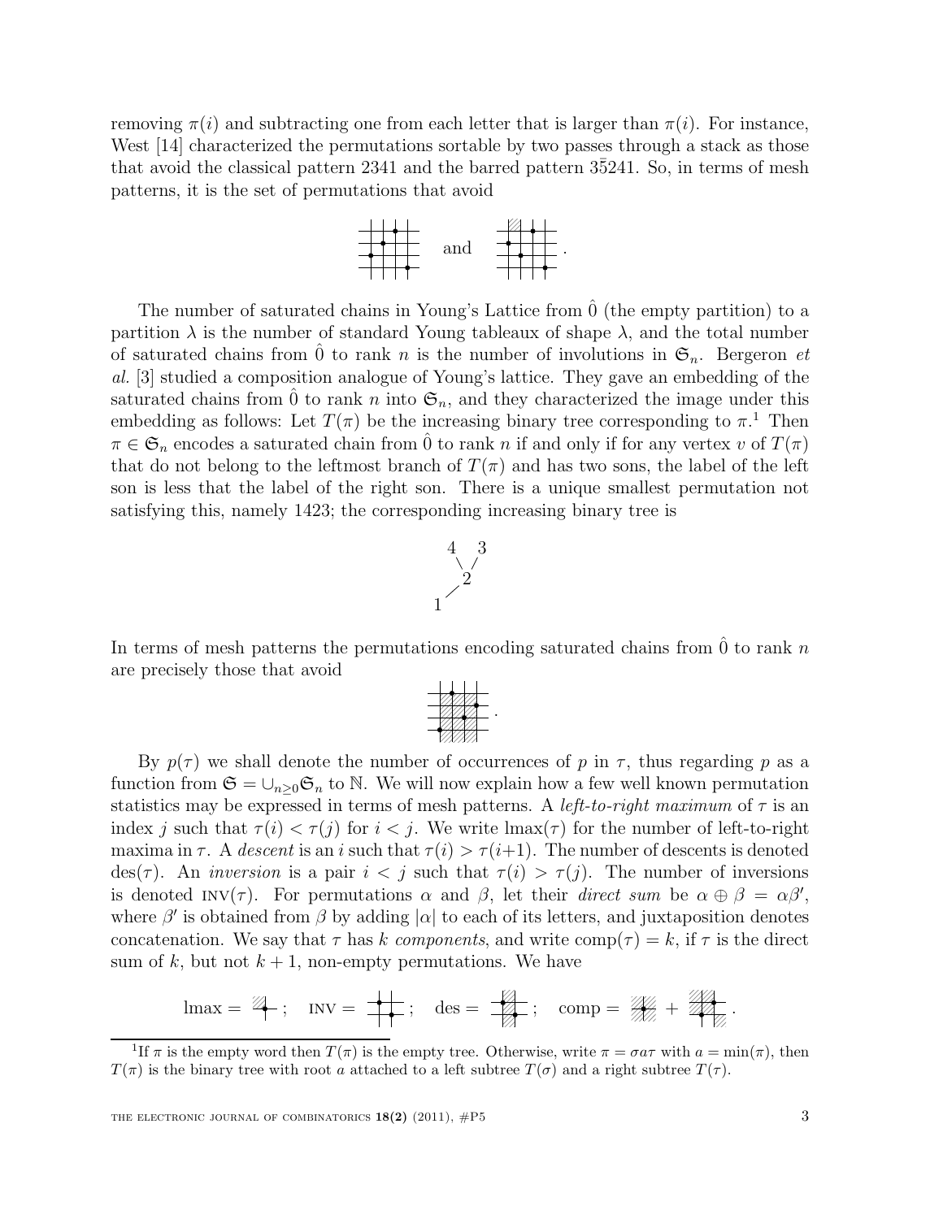removing $\pi(i)$ and subtracting one from each letter that is larger than $\pi(i)$. For instance, West [14] characterized the permutations sortable by two passes through a stack as those that avoid the classical pattern 2341 and the barred pattern $3\bar{5}241$. So, in terms of mesh patterns, it is the set of permutations that avoid

and .

The number of saturated chains in Young's Lattice from $\hat{0}$ (the empty partition) to a partition $\lambda$ is the number of standard Young tableaux of shape $\lambda$, and the total number of saturated chains from $\hat{0}$ to rank $n$ is the number of involutions in $\mathfrak{S}_n$. Bergeron *et al.* [3] studied a composition analogue of Young's lattice. They gave an embedding of the saturated chains from $\hat{0}$ to rank $n$ into $\mathfrak{S}_n$, and they characterized the image under this embedding as follows: Let $T(\pi)$ be the increasing binary tree corresponding to $\pi$.[1] Then $\pi \in \mathfrak{S}_n$ encodes a saturated chain from $\hat{0}$ to rank $n$ if and only if for any vertex $v$ of $T(\pi)$ that do not belong to the leftmost branch of $T(\pi)$ and has two sons, the label of the left son is less that the label of the right son. There is a unique smallest permutation not satisfying this, namely 1423; the corresponding increasing binary tree is

```
4   3
 \ /
  2
 /
1
```

In terms of mesh patterns the permutations encoding saturated chains from $\hat{0}$ to rank $n$ are precisely those that avoid

.

By $p(\tau)$ we shall denote the number of occurrences of $p$ in $\tau$, thus regarding $p$ as a function from $\mathfrak{S} = \cup_{n\geq 0}\mathfrak{S}_n$ to $\mathbb{N}$. We will now explain how a few well known permutation statistics may be expressed in terms of mesh patterns. A *left-to-right maximum* of $\tau$ is an index $j$ such that $\tau(i) < \tau(j)$ for $i < j$. We write $\mathrm{lmax}(\tau)$ for the number of left-to-right maxima in $\tau$. A *descent* is an $i$ such that $\tau(i) > \tau(i+1)$. The number of descents is denoted $\mathrm{des}(\tau)$. An *inversion* is a pair $i < j$ such that $\tau(i) > \tau(j)$. The number of inversions is denoted $\mathrm{INV}(\tau)$. For permutations $\alpha$ and $\beta$, let their *direct sum* be $\alpha \oplus \beta = \alpha\beta'$, where $\beta'$ is obtained from $\beta$ by adding $|\alpha|$ to each of its letters, and juxtaposition denotes concatenation. We say that $\tau$ has $k$ *components*, and write $\mathrm{comp}(\tau) = k$, if $\tau$ is the direct sum of $k$, but not $k+1$, non-empty permutations. We have

$$\mathrm{lmax} = \quad ; \quad \mathrm{INV} = \quad ; \quad \mathrm{des} = \quad ; \quad \mathrm{comp} = \quad + \quad .$$

[1] If $\pi$ is the empty word then $T(\pi)$ is the empty tree. Otherwise, write $\pi = \sigma a \tau$ with $a = \min(\pi)$, then $T(\pi)$ is the binary tree with root $a$ attached to a left subtree $T(\sigma)$ and a right subtree $T(\tau)$.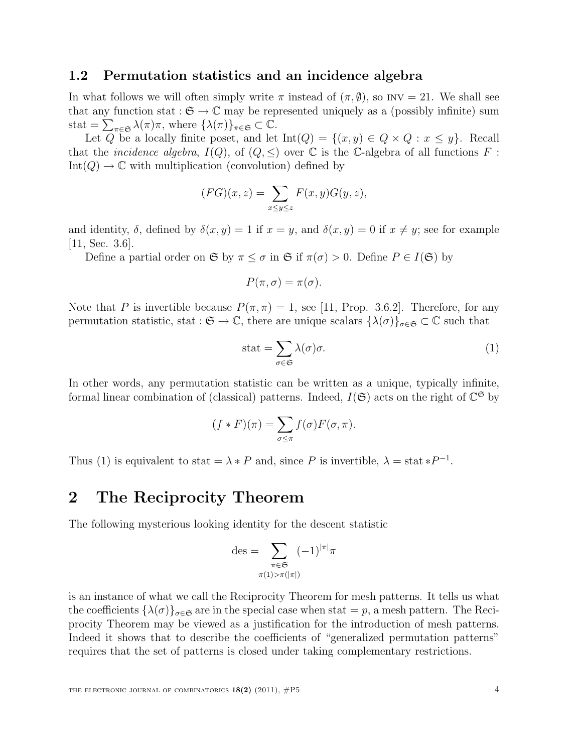### 1.2 Permutation statistics and an incidence algebra

In what follows we will often simply write $\pi$ instead of $(\pi, \emptyset)$, so $\text{INV} = 21$. We shall see that any function $\text{stat} : \mathfrak{S} \to \mathbb{C}$ may be represented uniquely as a (possibly infinite) sum $\text{stat} = \sum_{\pi \in \mathfrak{S}} \lambda(\pi)\pi$, where $\{\lambda(\pi)\}_{\pi \in \mathfrak{S}} \subset \mathbb{C}$.

Let $Q$ be a locally finite poset, and let $\text{Int}(Q) = \{(x, y) \in Q \times Q : x \leq y\}$. Recall that the *incidence algebra*, $I(Q)$, of $(Q, \leq)$ over $\mathbb{C}$ is the $\mathbb{C}$-algebra of all functions $F : \text{Int}(Q) \to \mathbb{C}$ with multiplication (convolution) defined by

$$(FG)(x, z) = \sum_{x \leq y \leq z} F(x, y)G(y, z),$$

and identity, $\delta$, defined by $\delta(x, y) = 1$ if $x = y$, and $\delta(x, y) = 0$ if $x \neq y$; see for example [11, Sec. 3.6].

Define a partial order on $\mathfrak{S}$ by $\pi \leq \sigma$ in $\mathfrak{S}$ if $\pi(\sigma) > 0$. Define $P \in I(\mathfrak{S})$ by

$$P(\pi, \sigma) = \pi(\sigma).$$

Note that $P$ is invertible because $P(\pi, \pi) = 1$, see [11, Prop. 3.6.2]. Therefore, for any permutation statistic, $\text{stat} : \mathfrak{S} \to \mathbb{C}$, there are unique scalars $\{\lambda(\sigma)\}_{\sigma \in \mathfrak{S}} \subset \mathbb{C}$ such that

$$\text{stat} = \sum_{\sigma \in \mathfrak{S}} \lambda(\sigma)\sigma. \tag{1}$$

In other words, any permutation statistic can be written as a unique, typically infinite, formal linear combination of (classical) patterns. Indeed, $I(\mathfrak{S})$ acts on the right of $\mathbb{C}^{\mathfrak{S}}$ by

$$(f * F)(\pi) = \sum_{\sigma \leq \pi} f(\sigma)F(\sigma, \pi).$$

Thus (1) is equivalent to $\text{stat} = \lambda * P$ and, since $P$ is invertible, $\lambda = \text{stat} * P^{-1}$.

# 2 The Reciprocity Theorem

The following mysterious looking identity for the descent statistic

$$\text{des} = \sum_{\substack{\pi \in \mathfrak{S} \\ \pi(1) > \pi(|\pi|)}} (-1)^{|\pi|}\pi$$

is an instance of what we call the Reciprocity Theorem for mesh patterns. It tells us what the coefficients $\{\lambda(\sigma)\}_{\sigma \in \mathfrak{S}}$ are in the special case when $\text{stat} = p$, a mesh pattern. The Reciprocity Theorem may be viewed as a justification for the introduction of mesh patterns. Indeed it shows that to describe the coefficients of "generalized permutation patterns" requires that the set of patterns is closed under taking complementary restrictions.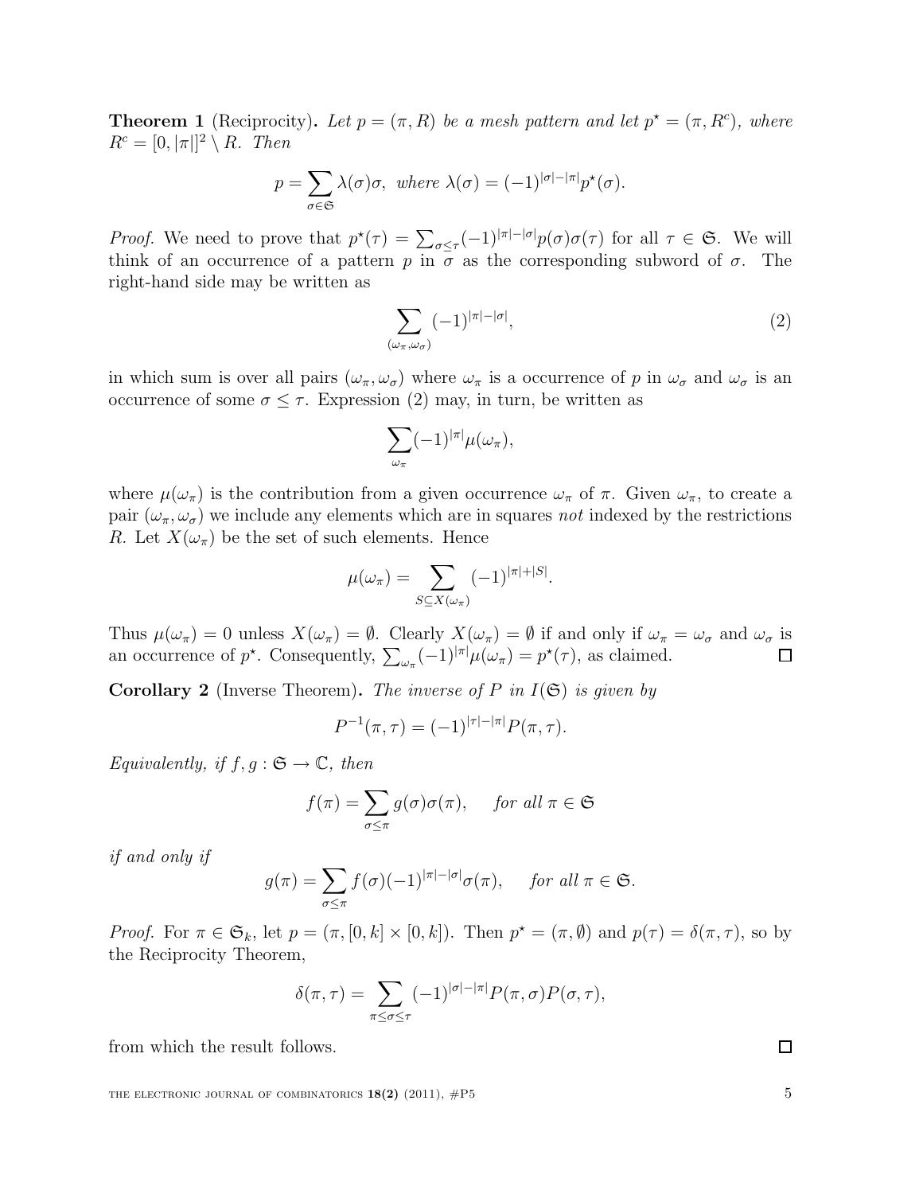**Theorem 1** (Reciprocity)**.** *Let $p = (\pi, R)$ be a mesh pattern and let $p^\star = (\pi, R^c)$, where $R^c = [0, |\pi|]^2 \setminus R$. Then*

$$p = \sum_{\sigma \in \mathfrak{S}} \lambda(\sigma)\sigma, \text{ where } \lambda(\sigma) = (-1)^{|\sigma|-|\pi|} p^\star(\sigma).$$

*Proof.* We need to prove that $p^\star(\tau) = \sum_{\sigma \leq \tau} (-1)^{|\pi|-|\sigma|} p(\sigma)\sigma(\tau)$ for all $\tau \in \mathfrak{S}$. We will think of an occurrence of a pattern $p$ in $\sigma$ as the corresponding subword of $\sigma$. The right-hand side may be written as

$$\sum_{(\omega_\pi, \omega_\sigma)} (-1)^{|\pi|-|\sigma|}, \tag{2}$$

in which sum is over all pairs $(\omega_\pi, \omega_\sigma)$ where $\omega_\pi$ is a occurrence of $p$ in $\omega_\sigma$ and $\omega_\sigma$ is an occurrence of some $\sigma \leq \tau$. Expression (2) may, in turn, be written as

$$\sum_{\omega_\pi} (-1)^{|\pi|} \mu(\omega_\pi),$$

where $\mu(\omega_\pi)$ is the contribution from a given occurrence $\omega_\pi$ of $\pi$. Given $\omega_\pi$, to create a pair $(\omega_\pi, \omega_\sigma)$ we include any elements which are in squares *not* indexed by the restrictions $R$. Let $X(\omega_\pi)$ be the set of such elements. Hence

$$\mu(\omega_\pi) = \sum_{S \subseteq X(\omega_\pi)} (-1)^{|\pi|+|S|}.$$

Thus $\mu(\omega_\pi) = 0$ unless $X(\omega_\pi) = \emptyset$. Clearly $X(\omega_\pi) = \emptyset$ if and only if $\omega_\pi = \omega_\sigma$ and $\omega_\sigma$ is an occurrence of $p^\star$. Consequently, $\sum_{\omega_\pi} (-1)^{|\pi|} \mu(\omega_\pi) = p^\star(\tau)$, as claimed. $\square$

**Corollary 2** (Inverse Theorem)**.** *The inverse of $P$ in $I(\mathfrak{S})$ is given by*

$$P^{-1}(\pi, \tau) = (-1)^{|\tau|-|\pi|} P(\pi, \tau).$$

*Equivalently, if $f, g : \mathfrak{S} \to \mathbb{C}$, then*

$$f(\pi) = \sum_{\sigma \leq \pi} g(\sigma)\sigma(\pi), \quad \textit{for all } \pi \in \mathfrak{S}$$

*if and only if*

$$g(\pi) = \sum_{\sigma \leq \pi} f(\sigma)(-1)^{|\pi|-|\sigma|}\sigma(\pi), \quad \textit{for all } \pi \in \mathfrak{S}.$$

*Proof.* For $\pi \in \mathfrak{S}_k$, let $p = (\pi, [0, k] \times [0, k])$. Then $p^\star = (\pi, \emptyset)$ and $p(\tau) = \delta(\pi, \tau)$, so by the Reciprocity Theorem,

$$\delta(\pi, \tau) = \sum_{\pi \leq \sigma \leq \tau} (-1)^{|\sigma|-|\pi|} P(\pi, \sigma) P(\sigma, \tau),$$

from which the result follows. $\square$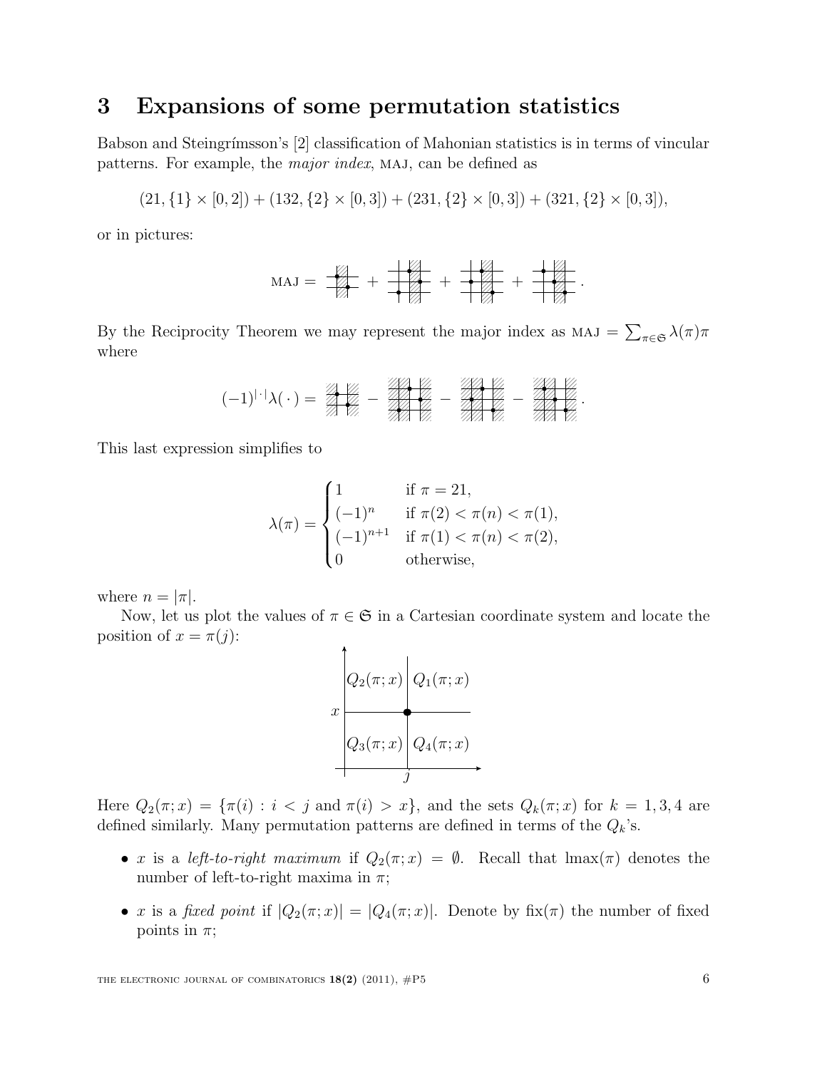# 3 Expansions of some permutation statistics

Babson and Steingrímsson's [2] classification of Mahonian statistics is in terms of vincular patterns. For example, the *major index*, MAJ, can be defined as

$$(21, \{1\} \times [0,2]) + (132, \{2\} \times [0,3]) + (231, \{2\} \times [0,3]) + (321, \{2\} \times [0,3]),$$

or in pictures:

$$\text{MAJ} = \quad + \quad + \quad + \quad .$$

By the Reciprocity Theorem we may represent the major index as $\text{MAJ} = \sum_{\pi \in \mathfrak{S}} \lambda(\pi)\pi$ where

$$(-1)^{|\cdot|}\lambda(\,\cdot\,) = \quad - \quad - \quad - \quad .$$

This last expression simplifies to

$$\lambda(\pi) = \begin{cases} 1 & \text{if } \pi = 21, \\ (-1)^n & \text{if } \pi(2) < \pi(n) < \pi(1), \\ (-1)^{n+1} & \text{if } \pi(1) < \pi(n) < \pi(2), \\ 0 & \text{otherwise,} \end{cases}$$

where $n = |\pi|$.

Now, let us plot the values of $\pi \in \mathfrak{S}$ in a Cartesian coordinate system and locate the position of $x = \pi(j)$:

$Q_2(\pi; x)$ | $Q_1(\pi; x)$

$Q_3(\pi; x)$ | $Q_4(\pi; x)$

Here $Q_2(\pi; x) = \{\pi(i) : i < j \text{ and } \pi(i) > x\}$, and the sets $Q_k(\pi; x)$ for $k = 1, 3, 4$ are defined similarly. Many permutation patterns are defined in terms of the $Q_k$'s.

- $x$ is a *left-to-right maximum* if $Q_2(\pi; x) = \emptyset$. Recall that $\text{lmax}(\pi)$ denotes the number of left-to-right maxima in $\pi$;
- $x$ is a *fixed point* if $|Q_2(\pi; x)| = |Q_4(\pi; x)|$. Denote by $\text{fix}(\pi)$ the number of fixed points in $\pi$;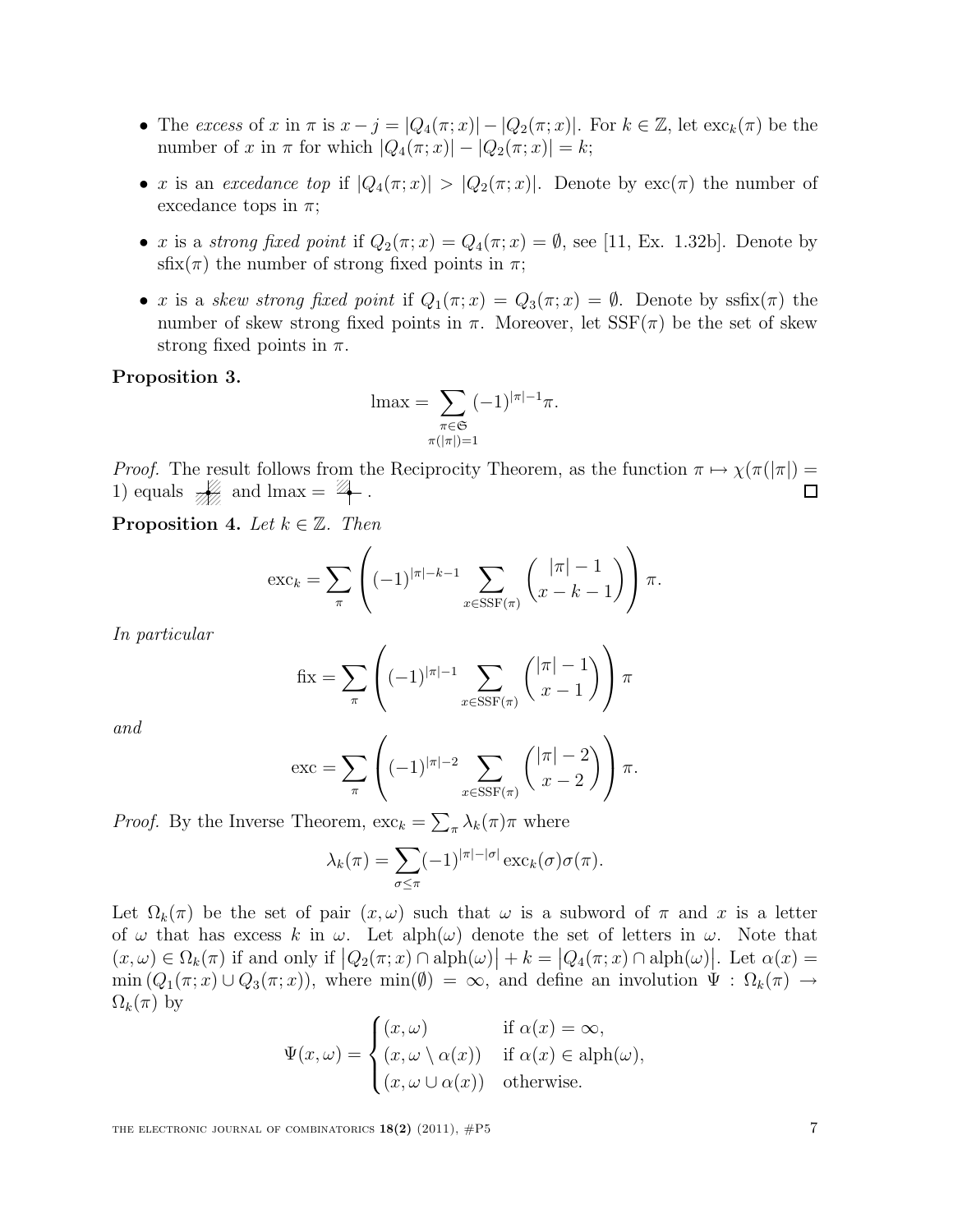- The *excess* of $x$ in $\pi$ is $x - j = |Q_4(\pi; x)| - |Q_2(\pi; x)|$. For $k \in \mathbb{Z}$, let $\mathrm{exc}_k(\pi)$ be the number of $x$ in $\pi$ for which $|Q_4(\pi; x)| - |Q_2(\pi; x)| = k$;
- $x$ is an *excedance top* if $|Q_4(\pi; x)| > |Q_2(\pi; x)|$. Denote by $\mathrm{exc}(\pi)$ the number of excedance tops in $\pi$;
- $x$ is a *strong fixed point* if $Q_2(\pi; x) = Q_4(\pi; x) = \emptyset$, see [11, Ex. 1.32b]. Denote by $\mathrm{sfix}(\pi)$ the number of strong fixed points in $\pi$;
- $x$ is a *skew strong fixed point* if $Q_1(\pi; x) = Q_3(\pi; x) = \emptyset$. Denote by $\mathrm{ssfix}(\pi)$ the number of skew strong fixed points in $\pi$. Moreover, let $\mathrm{SSF}(\pi)$ be the set of skew strong fixed points in $\pi$.

**Proposition 3.**

$$\mathrm{lmax} = \sum_{\substack{\pi \in \mathfrak{S} \\ \pi(|\pi|)=1}} (-1)^{|\pi|-1} \pi.$$

*Proof.* The result follows from the Reciprocity Theorem, as the function $\pi \mapsto \chi(\pi(|\pi|) = 1)$ equals [pattern] and $\mathrm{lmax} =$ [pattern]. □

**Proposition 4.** *Let $k \in \mathbb{Z}$. Then*

$$\mathrm{exc}_k = \sum_{\pi} \left( (-1)^{|\pi|-k-1} \sum_{x \in \mathrm{SSF}(\pi)} \binom{|\pi| - 1}{x - k - 1} \right) \pi.$$

*In particular*

$$\mathrm{fix} = \sum_{\pi} \left( (-1)^{|\pi|-1} \sum_{x \in \mathrm{SSF}(\pi)} \binom{|\pi| - 1}{x - 1} \right) \pi$$

*and*

$$\mathrm{exc} = \sum_{\pi} \left( (-1)^{|\pi|-2} \sum_{x \in \mathrm{SSF}(\pi)} \binom{|\pi| - 2}{x - 2} \right) \pi.$$

*Proof.* By the Inverse Theorem, $\mathrm{exc}_k = \sum_\pi \lambda_k(\pi)\pi$ where

$$\lambda_k(\pi) = \sum_{\sigma \leq \pi} (-1)^{|\pi|-|\sigma|} \mathrm{exc}_k(\sigma)\sigma(\pi).$$

Let $\Omega_k(\pi)$ be the set of pair $(x, \omega)$ such that $\omega$ is a subword of $\pi$ and $x$ is a letter of $\omega$ that has excess $k$ in $\omega$. Let $\mathrm{alph}(\omega)$ denote the set of letters in $\omega$. Note that $(x, \omega) \in \Omega_k(\pi)$ if and only if $\left|Q_2(\pi; x) \cap \mathrm{alph}(\omega)\right| + k = \left|Q_4(\pi; x) \cap \mathrm{alph}(\omega)\right|$. Let $\alpha(x) = \min\left(Q_1(\pi; x) \cup Q_3(\pi; x)\right)$, where $\min(\emptyset) = \infty$, and define an involution $\Psi : \Omega_k(\pi) \to \Omega_k(\pi)$ by

$$\Psi(x, \omega) = \begin{cases} (x, \omega) & \text{if } \alpha(x) = \infty, \\ (x, \omega \setminus \alpha(x)) & \text{if } \alpha(x) \in \mathrm{alph}(\omega), \\ (x, \omega \cup \alpha(x)) & \text{otherwise.} \end{cases}$$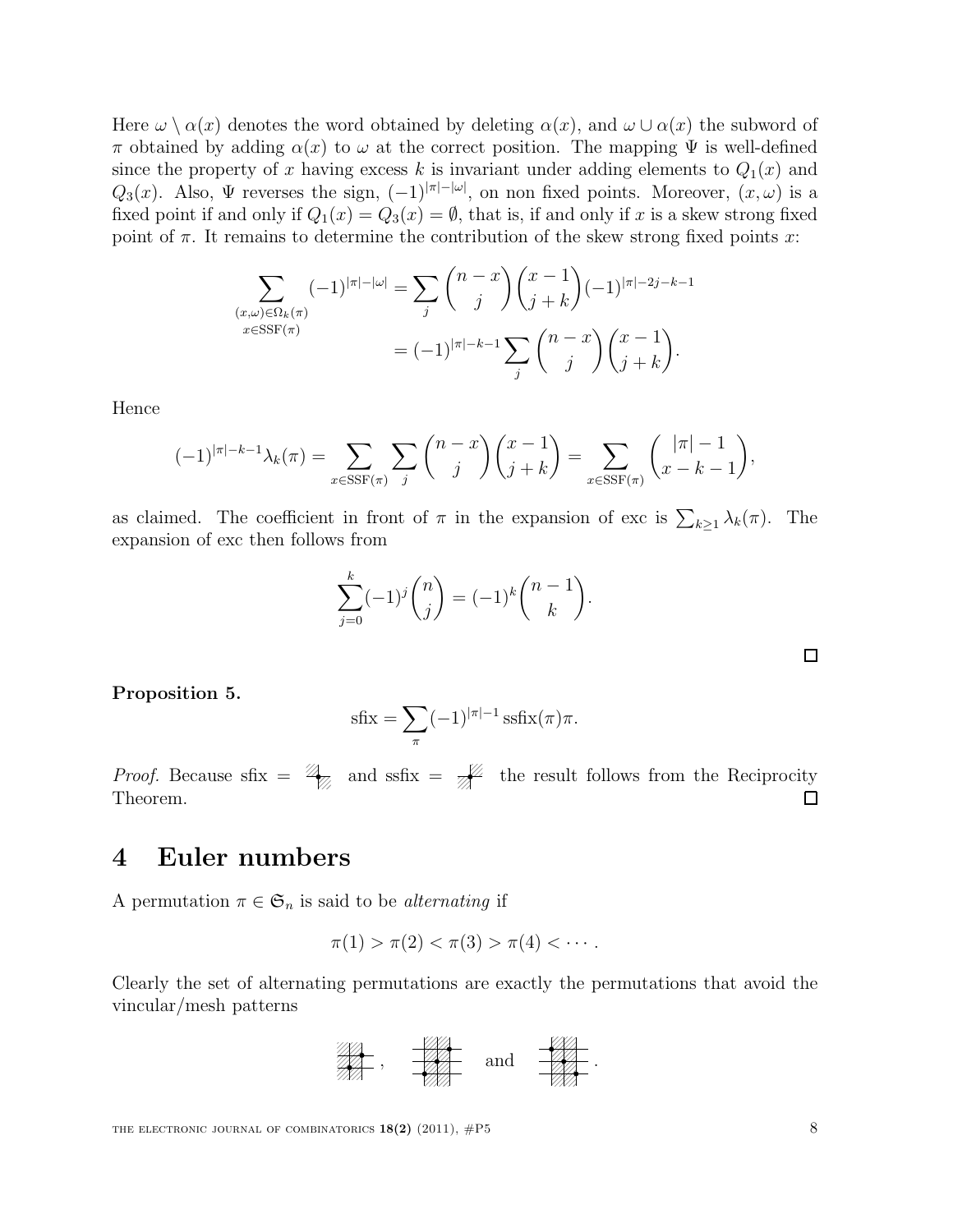Here $\omega \setminus \alpha(x)$ denotes the word obtained by deleting $\alpha(x)$, and $\omega \cup \alpha(x)$ the subword of $\pi$ obtained by adding $\alpha(x)$ to $\omega$ at the correct position. The mapping $\Psi$ is well-defined since the property of $x$ having excess $k$ is invariant under adding elements to $Q_1(x)$ and $Q_3(x)$. Also, $\Psi$ reverses the sign, $(-1)^{|\pi|-|\omega|}$, on non fixed points. Moreover, $(x, \omega)$ is a fixed point if and only if $Q_1(x) = Q_3(x) = \emptyset$, that is, if and only if $x$ is a skew strong fixed point of $\pi$. It remains to determine the contribution of the skew strong fixed points $x$:

$$
\begin{aligned}
\sum_{\substack{(x,\omega)\in\Omega_k(\pi)\\ x\in \mathrm{SSF}(\pi)}} (-1)^{|\pi|-|\omega|} &= \sum_j \binom{n-x}{j}\binom{x-1}{j+k}(-1)^{|\pi|-2j-k-1} \\
&= (-1)^{|\pi|-k-1}\sum_j \binom{n-x}{j}\binom{x-1}{j+k}.
\end{aligned}
$$

Hence

$$
(-1)^{|\pi|-k-1}\lambda_k(\pi) = \sum_{x\in\mathrm{SSF}(\pi)}\sum_j \binom{n-x}{j}\binom{x-1}{j+k} = \sum_{x\in\mathrm{SSF}(\pi)}\binom{|\pi|-1}{x-k-1},
$$

as claimed. The coefficient in front of $\pi$ in the expansion of exc is $\sum_{k\geq 1}\lambda_k(\pi)$. The expansion of exc then follows from

$$
\sum_{j=0}^{k}(-1)^j\binom{n}{j} = (-1)^k\binom{n-1}{k}.
$$

□

**Proposition 5.**

$$
\mathrm{sfix} = \sum_{\pi}(-1)^{|\pi|-1}\,\mathrm{ssfix}(\pi)\pi.
$$

*Proof.* Because sfix = [mesh pattern] and ssfix = [mesh pattern] the result follows from the Reciprocity Theorem. □

## 4 Euler numbers

A permutation $\pi \in \mathfrak{S}_n$ is said to be *alternating* if

$$
\pi(1) > \pi(2) < \pi(3) > \pi(4) < \cdots .
$$

Clearly the set of alternating permutations are exactly the permutations that avoid the vincular/mesh patterns

[mesh pattern], [mesh pattern] and [mesh pattern].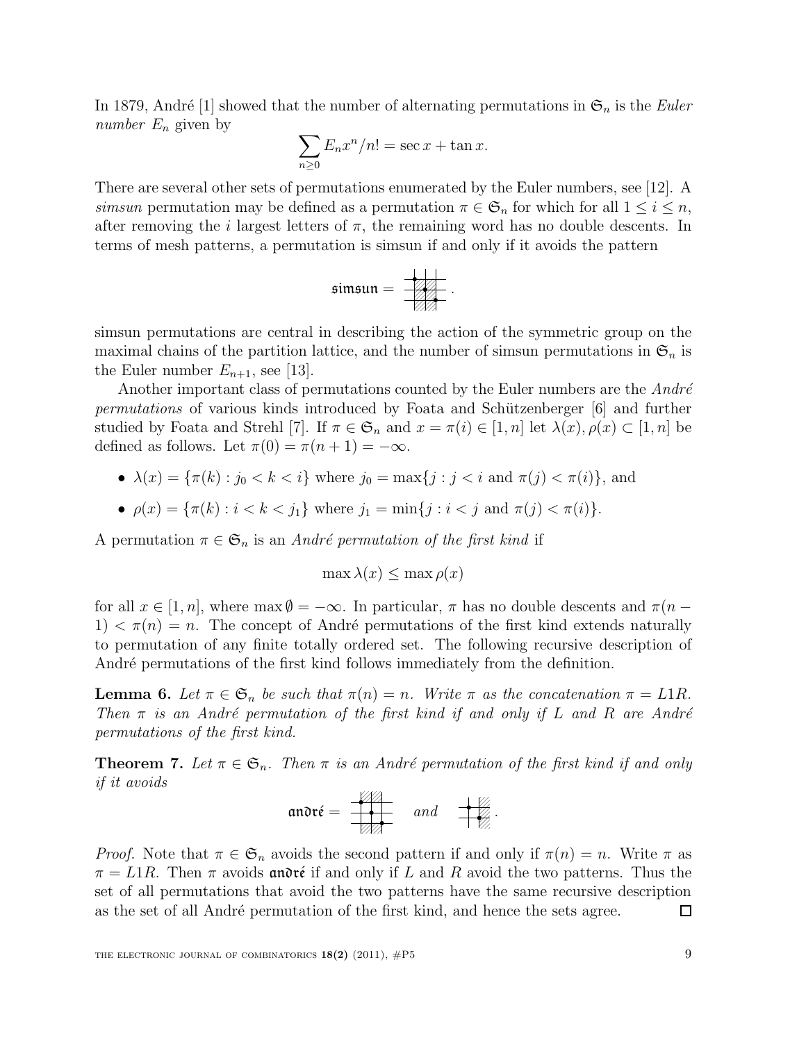In 1879, André [1] showed that the number of alternating permutations in $\mathfrak{S}_n$ is the *Euler number* $E_n$ given by

$$\sum_{n\geq 0} E_n x^n/n! = \sec x + \tan x.$$

There are several other sets of permutations enumerated by the Euler numbers, see [12]. A *simsun* permutation may be defined as a permutation $\pi \in \mathfrak{S}_n$ for which for all $1 \leq i \leq n$, after removing the $i$ largest letters of $\pi$, the remaining word has no double descents. In terms of mesh patterns, a permutation is simsun if and only if it avoids the pattern

$$\mathfrak{simsun} = \text{[mesh pattern]}.$$

simsun permutations are central in describing the action of the symmetric group on the maximal chains of the partition lattice, and the number of simsun permutations in $\mathfrak{S}_n$ is the Euler number $E_{n+1}$, see [13].

Another important class of permutations counted by the Euler numbers are the *André permutations* of various kinds introduced by Foata and Schützenberger [6] and further studied by Foata and Strehl [7]. If $\pi \in \mathfrak{S}_n$ and $x = \pi(i) \in [1, n]$ let $\lambda(x), \rho(x) \subset [1, n]$ be defined as follows. Let $\pi(0) = \pi(n + 1) = -\infty$.

- $\lambda(x) = \{\pi(k) : j_0 < k < i\}$ where $j_0 = \max\{j : j < i \text{ and } \pi(j) < \pi(i)\}$, and
- $\rho(x) = \{\pi(k) : i < k < j_1\}$ where $j_1 = \min\{j : i < j \text{ and } \pi(j) < \pi(i)\}$.

A permutation $\pi \in \mathfrak{S}_n$ is an *André permutation of the first kind* if

$$\max \lambda(x) \leq \max \rho(x)$$

for all $x \in [1, n]$, where $\max \emptyset = -\infty$. In particular, $\pi$ has no double descents and $\pi(n - 1) < \pi(n) = n$. The concept of André permutations of the first kind extends naturally to permutation of any finite totally ordered set. The following recursive description of André permutations of the first kind follows immediately from the definition.

**Lemma 6.** *Let $\pi \in \mathfrak{S}_n$ be such that $\pi(n) = n$. Write $\pi$ as the concatenation $\pi = L1R$. Then $\pi$ is an André permutation of the first kind if and only if $L$ and $R$ are André permutations of the first kind.*

**Theorem 7.** *Let $\pi \in \mathfrak{S}_n$. Then $\pi$ is an André permutation of the first kind if and only if it avoids*

$$\mathfrak{andr\acute{e}} = \text{[mesh pattern]} \quad \textit{and} \quad \text{[mesh pattern]}.$$

*Proof.* Note that $\pi \in \mathfrak{S}_n$ avoids the second pattern if and only if $\pi(n) = n$. Write $\pi$ as $\pi = L1R$. Then $\pi$ avoids $\mathfrak{andr\acute{e}}$ if and only if $L$ and $R$ avoid the two patterns. Thus the set of all permutations that avoid the two patterns have the same recursive description as the set of all André permutation of the first kind, and hence the sets agree. □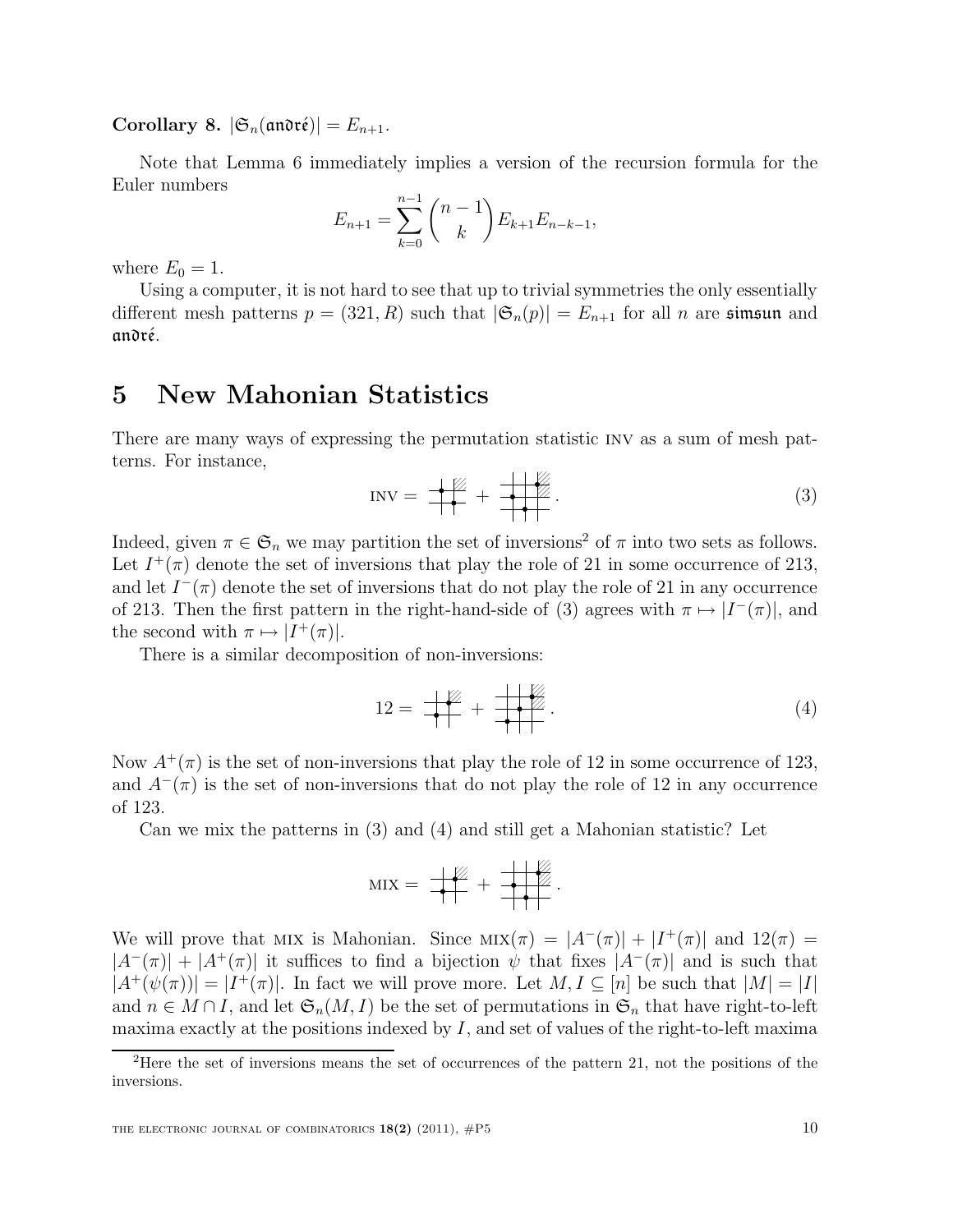**Corollary 8.** $|\mathfrak{S}_n(\mathfrak{andr\acute{e}})| = E_{n+1}$.

Note that Lemma 6 immediately implies a version of the recursion formula for the Euler numbers

$$E_{n+1} = \sum_{k=0}^{n-1} \binom{n-1}{k} E_{k+1} E_{n-k-1},$$

where $E_0 = 1$.

Using a computer, it is not hard to see that up to trivial symmetries the only essentially different mesh patterns $p = (321, R)$ such that $|\mathfrak{S}_n(p)| = E_{n+1}$ for all $n$ are $\mathfrak{simsun}$ and $\mathfrak{andr\acute{e}}$.

# 5 New Mahonian Statistics

There are many ways of expressing the permutation statistic INV as a sum of mesh patterns. For instance,

$$\text{INV} = \text{[mesh pattern]} + \text{[mesh pattern]}. \tag{3}$$

Indeed, given $\pi \in \mathfrak{S}_n$ we may partition the set of inversions[2] of $\pi$ into two sets as follows. Let $I^+(\pi)$ denote the set of inversions that play the role of 21 in some occurrence of 213, and let $I^-(\pi)$ denote the set of inversions that do not play the role of 21 in any occurrence of 213. Then the first pattern in the right-hand-side of (3) agrees with $\pi \mapsto |I^-(\pi)|$, and the second with $\pi \mapsto |I^+(\pi)|$.

There is a similar decomposition of non-inversions:

$$12 = \text{[mesh pattern]} + \text{[mesh pattern]}. \tag{4}$$

Now $A^+(\pi)$ is the set of non-inversions that play the role of 12 in some occurrence of 123, and $A^-(\pi)$ is the set of non-inversions that do not play the role of 12 in any occurrence of 123.

Can we mix the patterns in (3) and (4) and still get a Mahonian statistic? Let

$$\text{MIX} = \text{[mesh pattern]} + \text{[mesh pattern]}.$$

We will prove that MIX is Mahonian. Since $\text{MIX}(\pi) = |A^-(\pi)| + |I^+(\pi)|$ and $12(\pi) = |A^-(\pi)| + |A^+(\pi)|$ it suffices to find a bijection $\psi$ that fixes $|A^-(\pi)|$ and is such that $|A^+(\psi(\pi))| = |I^+(\pi)|$. In fact we will prove more. Let $M, I \subseteq [n]$ be such that $|M| = |I|$ and $n \in M \cap I$, and let $\mathfrak{S}_n(M, I)$ be the set of permutations in $\mathfrak{S}_n$ that have right-to-left maxima exactly at the positions indexed by $I$, and set of values of the right-to-left maxima

[2] Here the set of inversions means the set of occurrences of the pattern 21, not the positions of the inversions.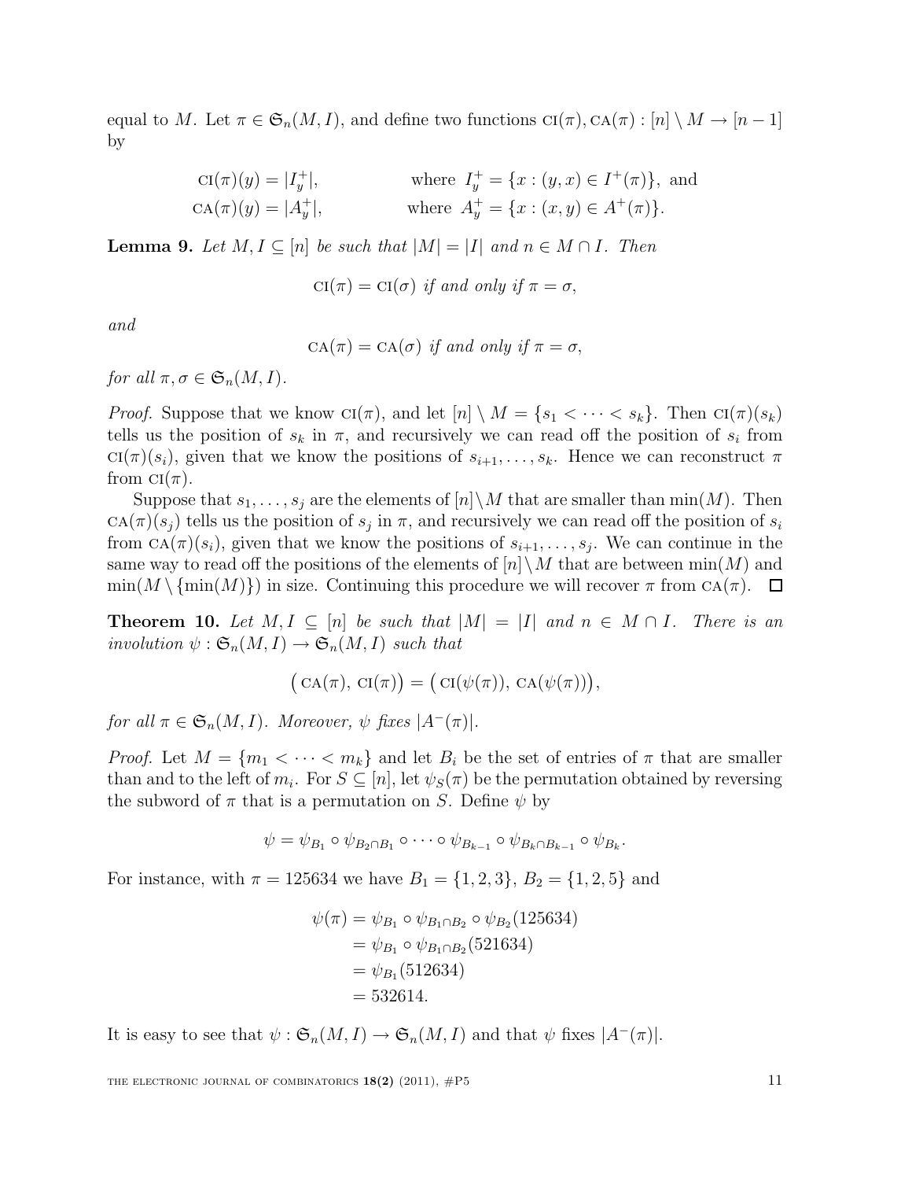equal to $M$. Let $\pi \in \mathfrak{S}_n(M, I)$, and define two functions $\text{CI}(\pi), \text{CA}(\pi) : [n] \setminus M \to [n-1]$ by

$$\begin{aligned} \text{CI}(\pi)(y) &= |I_y^+|, && \text{where } I_y^+ = \{x : (y, x) \in I^+(\pi)\}, \text{ and} \\ \text{CA}(\pi)(y) &= |A_y^+|, && \text{where } A_y^+ = \{x : (x, y) \in A^+(\pi)\}. \end{aligned}$$

**Lemma 9.** *Let $M, I \subseteq [n]$ be such that $|M| = |I|$ and $n \in M \cap I$. Then*

$$\text{CI}(\pi) = \text{CI}(\sigma) \textit{ if and only if } \pi = \sigma,$$

*and*

$$\text{CA}(\pi) = \text{CA}(\sigma) \textit{ if and only if } \pi = \sigma,$$

*for all $\pi, \sigma \in \mathfrak{S}_n(M, I)$.*

*Proof.* Suppose that we know $\text{CI}(\pi)$, and let $[n] \setminus M = \{s_1 < \cdots < s_k\}$. Then $\text{CI}(\pi)(s_k)$ tells us the position of $s_k$ in $\pi$, and recursively we can read off the position of $s_i$ from $\text{CI}(\pi)(s_i)$, given that we know the positions of $s_{i+1}, \ldots, s_k$. Hence we can reconstruct $\pi$ from $\text{CI}(\pi)$.

Suppose that $s_1, \ldots, s_j$ are the elements of $[n] \setminus M$ that are smaller than $\min(M)$. Then $\text{CA}(\pi)(s_j)$ tells us the position of $s_j$ in $\pi$, and recursively we can read off the position of $s_i$ from $\text{CA}(\pi)(s_i)$, given that we know the positions of $s_{i+1}, \ldots, s_j$. We can continue in the same way to read off the positions of the elements of $[n] \setminus M$ that are between $\min(M)$ and $\min(M \setminus \{\min(M)\})$ in size. Continuing this procedure we will recover $\pi$ from $\text{CA}(\pi)$. $\square$

**Theorem 10.** *Let $M, I \subseteq [n]$ be such that $|M| = |I|$ and $n \in M \cap I$. There is an involution $\psi : \mathfrak{S}_n(M, I) \to \mathfrak{S}_n(M, I)$ such that*

$$\big(\text{CA}(\pi),\ \text{CI}(\pi)\big) = \big(\text{CI}(\psi(\pi)),\ \text{CA}(\psi(\pi))\big),$$

*for all $\pi \in \mathfrak{S}_n(M, I)$. Moreover, $\psi$ fixes $|A^-(\pi)|$.*

*Proof.* Let $M = \{m_1 < \cdots < m_k\}$ and let $B_i$ be the set of entries of $\pi$ that are smaller than and to the left of $m_i$. For $S \subseteq [n]$, let $\psi_S(\pi)$ be the permutation obtained by reversing the subword of $\pi$ that is a permutation on $S$. Define $\psi$ by

$$\psi = \psi_{B_1} \circ \psi_{B_2 \cap B_1} \circ \cdots \circ \psi_{B_{k-1}} \circ \psi_{B_k \cap B_{k-1}} \circ \psi_{B_k}.$$

For instance, with $\pi = 125634$ we have $B_1 = \{1, 2, 3\}$, $B_2 = \{1, 2, 5\}$ and

$$\begin{aligned} \psi(\pi) &= \psi_{B_1} \circ \psi_{B_1 \cap B_2} \circ \psi_{B_2}(125634) \\ &= \psi_{B_1} \circ \psi_{B_1 \cap B_2}(521634) \\ &= \psi_{B_1}(512634) \\ &= 532614. \end{aligned}$$

It is easy to see that $\psi : \mathfrak{S}_n(M, I) \to \mathfrak{S}_n(M, I)$ and that $\psi$ fixes $|A^-(\pi)|$.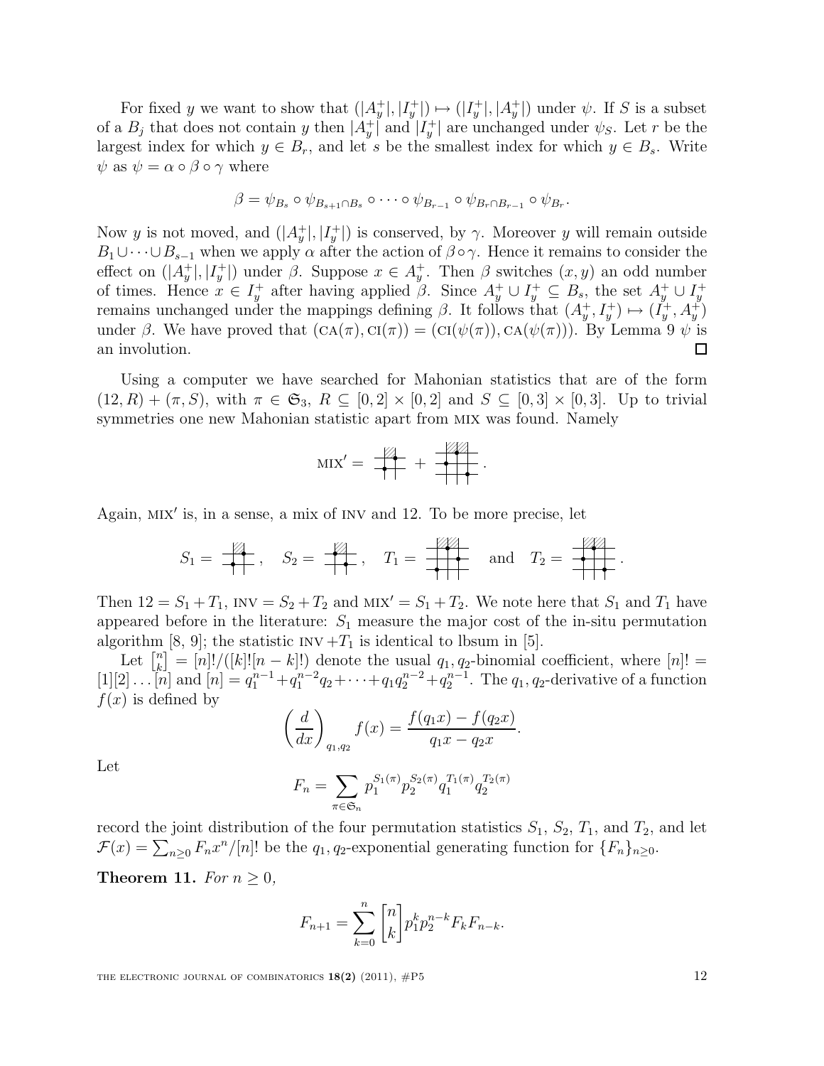For fixed $y$ we want to show that $(|A_y^+|, |I_y^+|) \mapsto (|I_y^+|, |A_y^+|)$ under $\psi$. If $S$ is a subset of a $B_j$ that does not contain $y$ then $|A_y^+|$ and $|I_y^+|$ are unchanged under $\psi_S$. Let $r$ be the largest index for which $y \in B_r$, and let $s$ be the smallest index for which $y \in B_s$. Write $\psi$ as $\psi = \alpha \circ \beta \circ \gamma$ where

$$\beta = \psi_{B_s} \circ \psi_{B_{s+1} \cap B_s} \circ \cdots \circ \psi_{B_{r-1}} \circ \psi_{B_r \cap B_{r-1}} \circ \psi_{B_r}.$$

Now $y$ is not moved, and $(|A_y^+|, |I_y^+|)$ is conserved, by $\gamma$. Moreover $y$ will remain outside $B_1 \cup \cdots \cup B_{s-1}$ when we apply $\alpha$ after the action of $\beta \circ \gamma$. Hence it remains to consider the effect on $(|A_y^+|, |I_y^+|)$ under $\beta$. Suppose $x \in A_y^+$. Then $\beta$ switches $(x, y)$ an odd number of times. Hence $x \in I_y^+$ after having applied $\beta$. Since $A_y^+ \cup I_y^+ \subseteq B_s$, the set $A_y^+ \cup I_y^+$ remains unchanged under the mappings defining $\beta$. It follows that $(A_y^+, I_y^+) \mapsto (I_y^+, A_y^+)$ under $\beta$. We have proved that $(\text{CA}(\pi), \text{CI}(\pi)) = (\text{CI}(\psi(\pi)), \text{CA}(\psi(\pi)))$. By Lemma 9 $\psi$ is an involution. ☐

Using a computer we have searched for Mahonian statistics that are of the form $(12, R) + (\pi, S)$, with $\pi \in \mathfrak{S}_3$, $R \subseteq [0, 2] \times [0, 2]$ and $S \subseteq [0, 3] \times [0, 3]$. Up to trivial symmetries one new Mahonian statistic apart from MIX was found. Namely

$$\text{MIX}' = [\text{pattern}] + [\text{pattern}].$$

Again, MIX′ is, in a sense, a mix of INV and 12. To be more precise, let

$$S_1 = [\text{pattern}], \quad S_2 = [\text{pattern}], \quad T_1 = [\text{pattern}] \quad \text{and} \quad T_2 = [\text{pattern}].$$

Then $12 = S_1 + T_1$, $\text{INV} = S_2 + T_2$ and $\text{MIX}' = S_1 + T_2$. We note here that $S_1$ and $T_1$ have appeared before in the literature: $S_1$ measure the major cost of the in-situ permutation algorithm [8, 9]; the statistic $\text{INV} + T_1$ is identical to lbsum in [5].

Let $\begin{bmatrix} n \\ k \end{bmatrix} = [n]!/([k]![n-k]!)$ denote the usual $q_1, q_2$-binomial coefficient, where $[n]! = [1][2] \ldots [n]$ and $[n] = q_1^{n-1} + q_1^{n-2} q_2 + \cdots + q_1 q_2^{n-2} + q_2^{n-1}$. The $q_1, q_2$-derivative of a function $f(x)$ is defined by

$$\left( \frac{d}{dx} \right)_{q_1, q_2} f(x) = \frac{f(q_1 x) - f(q_2 x)}{q_1 x - q_2 x}.$$

Let

$$F_n = \sum_{\pi \in \mathfrak{S}_n} p_1^{S_1(\pi)} p_2^{S_2(\pi)} q_1^{T_1(\pi)} q_2^{T_2(\pi)}$$

record the joint distribution of the four permutation statistics $S_1$, $S_2$, $T_1$, and $T_2$, and let $\mathcal{F}(x) = \sum_{n \geq 0} F_n x^n / [n]!$ be the $q_1, q_2$-exponential generating function for $\{F_n\}_{n \geq 0}$.

**Theorem 11.** *For $n \geq 0$,*

$$F_{n+1} = \sum_{k=0}^{n} \begin{bmatrix} n \\ k \end{bmatrix} p_1^k p_2^{n-k} F_k F_{n-k}.$$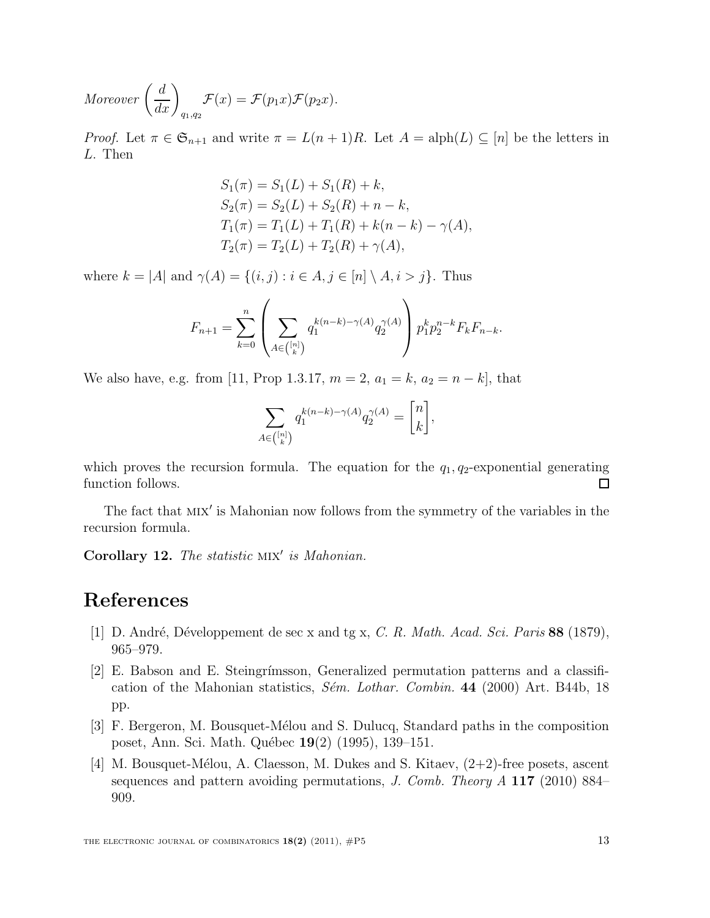*Moreover* $\left(\frac{d}{dx}\right)_{q_1,q_2} \mathcal{F}(x) = \mathcal{F}(p_1 x)\mathcal{F}(p_2 x)$.

*Proof.* Let $\pi \in \mathfrak{S}_{n+1}$ and write $\pi = L(n+1)R$. Let $A = \mathrm{alph}(L) \subseteq [n]$ be the letters in $L$. Then

$$
\begin{aligned}
S_1(\pi) &= S_1(L) + S_1(R) + k, \\
S_2(\pi) &= S_2(L) + S_2(R) + n - k, \\
T_1(\pi) &= T_1(L) + T_1(R) + k(n-k) - \gamma(A), \\
T_2(\pi) &= T_2(L) + T_2(R) + \gamma(A),
\end{aligned}
$$

where $k = |A|$ and $\gamma(A) = \{(i,j) : i \in A, j \in [n] \setminus A, i > j\}$. Thus

$$
F_{n+1} = \sum_{k=0}^{n} \left( \sum_{A \in \binom{[n]}{k}} q_1^{k(n-k)-\gamma(A)} q_2^{\gamma(A)} \right) p_1^k p_2^{n-k} F_k F_{n-k}.
$$

We also have, e.g. from [11, Prop 1.3.17, $m = 2$, $a_1 = k$, $a_2 = n - k$], that

$$
\sum_{A \in \binom{[n]}{k}} q_1^{k(n-k)-\gamma(A)} q_2^{\gamma(A)} = \begin{bmatrix} n \\ k \end{bmatrix},
$$

which proves the recursion formula. The equation for the $q_1, q_2$-exponential generating function follows. ◻

The fact that $\textsc{mix}'$ is Mahonian now follows from the symmetry of the variables in the recursion formula.

**Corollary 12.** *The statistic* $\textsc{mix}'$ *is Mahonian.*

# References

[1] D. André, Développement de sec x and tg x, *C. R. Math. Acad. Sci. Paris* **88** (1879), 965–979.

[2] E. Babson and E. Steingrímsson, Generalized permutation patterns and a classification of the Mahonian statistics, *Sém. Lothar. Combin.* **44** (2000) Art. B44b, 18 pp.

[3] F. Bergeron, M. Bousquet-Mélou and S. Dulucq, Standard paths in the composition poset, Ann. Sci. Math. Québec **19**(2) (1995), 139–151.

[4] M. Bousquet-Mélou, A. Claesson, M. Dukes and S. Kitaev, (2+2)-free posets, ascent sequences and pattern avoiding permutations, *J. Comb. Theory A* **117** (2010) 884–909.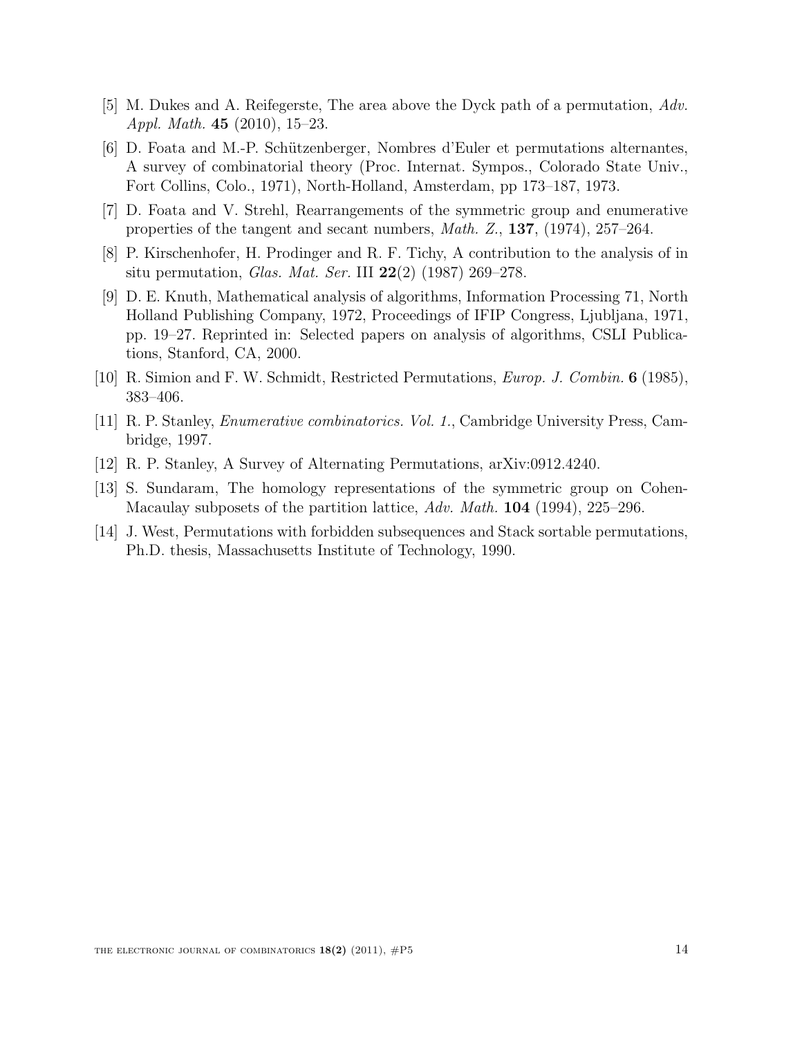[5] M. Dukes and A. Reifegerste, The area above the Dyck path of a permutation, *Adv. Appl. Math.* **45** (2010), 15–23.

[6] D. Foata and M.-P. Schützenberger, Nombres d'Euler et permutations alternantes, A survey of combinatorial theory (Proc. Internat. Sympos., Colorado State Univ., Fort Collins, Colo., 1971), North-Holland, Amsterdam, pp 173–187, 1973.

[7] D. Foata and V. Strehl, Rearrangements of the symmetric group and enumerative properties of the tangent and secant numbers, *Math. Z.*, **137**, (1974), 257–264.

[8] P. Kirschenhofer, H. Prodinger and R. F. Tichy, A contribution to the analysis of in situ permutation, *Glas. Mat. Ser.* III **22**(2) (1987) 269–278.

[9] D. E. Knuth, Mathematical analysis of algorithms, Information Processing 71, North Holland Publishing Company, 1972, Proceedings of IFIP Congress, Ljubljana, 1971, pp. 19–27. Reprinted in: Selected papers on analysis of algorithms, CSLI Publications, Stanford, CA, 2000.

[10] R. Simion and F. W. Schmidt, Restricted Permutations, *Europ. J. Combin.* **6** (1985), 383–406.

[11] R. P. Stanley, *Enumerative combinatorics. Vol. 1.*, Cambridge University Press, Cambridge, 1997.

[12] R. P. Stanley, A Survey of Alternating Permutations, arXiv:0912.4240.

[13] S. Sundaram, The homology representations of the symmetric group on Cohen-Macaulay subposets of the partition lattice, *Adv. Math.* **104** (1994), 225–296.

[14] J. West, Permutations with forbidden subsequences and Stack sortable permutations, Ph.D. thesis, Massachusetts Institute of Technology, 1990.